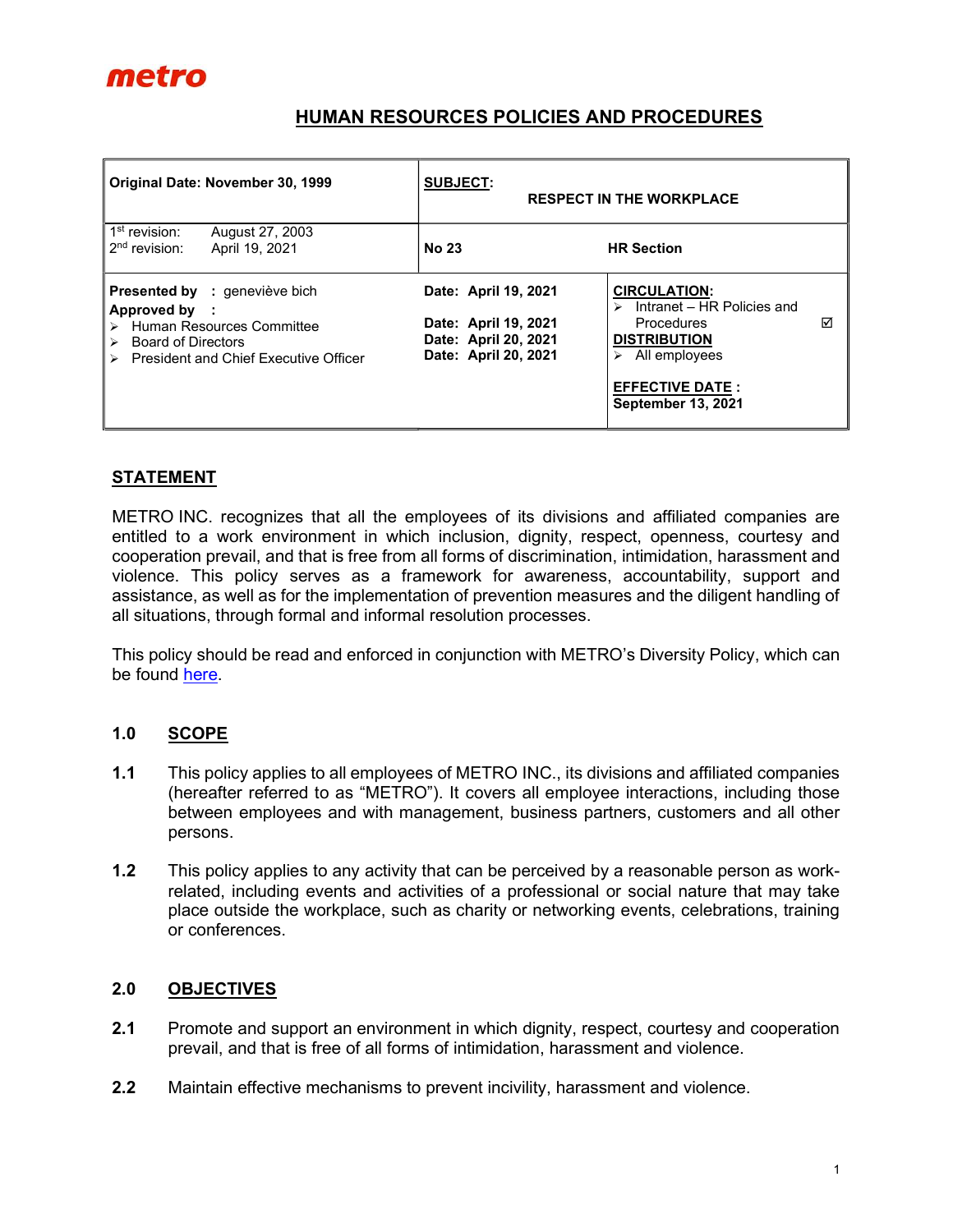metro

# HUMAN RESOURCES POLICIES AND PROCEDURES

| Original Date: November 30, 1999 | SUBJECT: RESPECT IN THE WORKPLACE | |
|---|---|---|
| 1st revision: August 27, 2003<br>2nd revision: April 19, 2021 | No 23 | HR Section |
| **Presented by** : geneviève bich<br>**Approved by** :<br>➢ Human Resources Committee<br>➢ Board of Directors<br>➢ President and Chief Executive Officer | Date: April 19, 2021<br><br>Date: April 19, 2021<br>Date: April 20, 2021<br>Date: April 20, 2021 | **CIRCULATION:**<br>➢ Intranet – HR Policies and Procedures ☑<br>**DISTRIBUTION**<br>➢ All employees<br><br>**EFFECTIVE DATE :**<br>**September 13, 2021** |

## STATEMENT

METRO INC. recognizes that all the employees of its divisions and affiliated companies are entitled to a work environment in which inclusion, dignity, respect, openness, courtesy and cooperation prevail, and that is free from all forms of discrimination, intimidation, harassment and violence. This policy serves as a framework for awareness, accountability, support and assistance, as well as for the implementation of prevention measures and the diligent handling of all situations, through formal and informal resolution processes.

This policy should be read and enforced in conjunction with METRO's Diversity Policy, which can be found here.

## 1.0 SCOPE

**1.1** This policy applies to all employees of METRO INC., its divisions and affiliated companies (hereafter referred to as "METRO"). It covers all employee interactions, including those between employees and with management, business partners, customers and all other persons.

**1.2** This policy applies to any activity that can be perceived by a reasonable person as work-related, including events and activities of a professional or social nature that may take place outside the workplace, such as charity or networking events, celebrations, training or conferences.

## 2.0 OBJECTIVES

**2.1** Promote and support an environment in which dignity, respect, courtesy and cooperation prevail, and that is free of all forms of intimidation, harassment and violence.

**2.2** Maintain effective mechanisms to prevent incivility, harassment and violence.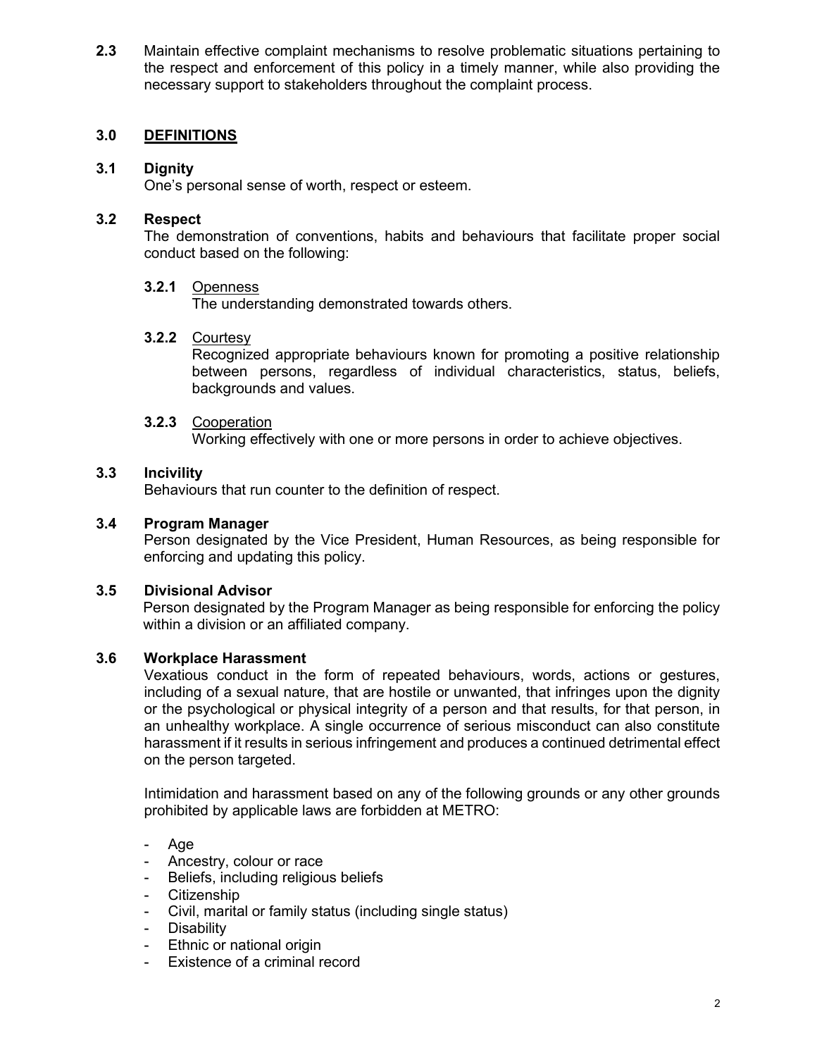**2.3** Maintain effective complaint mechanisms to resolve problematic situations pertaining to the respect and enforcement of this policy in a timely manner, while also providing the necessary support to stakeholders throughout the complaint process.

## 3.0 DEFINITIONS

### 3.1 Dignity

One's personal sense of worth, respect or esteem.

### 3.2 Respect

The demonstration of conventions, habits and behaviours that facilitate proper social conduct based on the following:

**3.2.1** Openness

The understanding demonstrated towards others.

**3.2.2** Courtesy

Recognized appropriate behaviours known for promoting a positive relationship between persons, regardless of individual characteristics, status, beliefs, backgrounds and values.

**3.2.3** Cooperation

Working effectively with one or more persons in order to achieve objectives.

### 3.3 Incivility

Behaviours that run counter to the definition of respect.

### 3.4 Program Manager

Person designated by the Vice President, Human Resources, as being responsible for enforcing and updating this policy.

### 3.5 Divisional Advisor

Person designated by the Program Manager as being responsible for enforcing the policy within a division or an affiliated company.

### 3.6 Workplace Harassment

Vexatious conduct in the form of repeated behaviours, words, actions or gestures, including of a sexual nature, that are hostile or unwanted, that infringes upon the dignity or the psychological or physical integrity of a person and that results, for that person, in an unhealthy workplace. A single occurrence of serious misconduct can also constitute harassment if it results in serious infringement and produces a continued detrimental effect on the person targeted.

Intimidation and harassment based on any of the following grounds or any other grounds prohibited by applicable laws are forbidden at METRO:

- Age
- Ancestry, colour or race
- Beliefs, including religious beliefs
- Citizenship
- Civil, marital or family status (including single status)
- Disability
- Ethnic or national origin
- Existence of a criminal record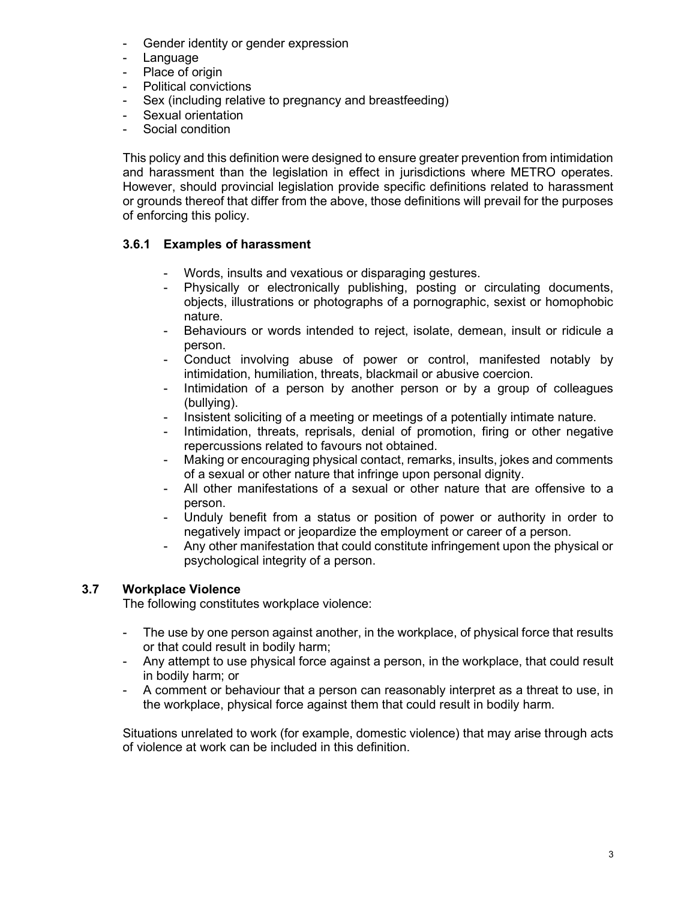- Gender identity or gender expression
- Language
- Place of origin
- Political convictions
- Sex (including relative to pregnancy and breastfeeding)
- Sexual orientation
- Social condition

This policy and this definition were designed to ensure greater prevention from intimidation and harassment than the legislation in effect in jurisdictions where METRO operates. However, should provincial legislation provide specific definitions related to harassment or grounds thereof that differ from the above, those definitions will prevail for the purposes of enforcing this policy.

#### 3.6.1 Examples of harassment

- Words, insults and vexatious or disparaging gestures.
- Physically or electronically publishing, posting or circulating documents, objects, illustrations or photographs of a pornographic, sexist or homophobic nature.
- Behaviours or words intended to reject, isolate, demean, insult or ridicule a person.
- Conduct involving abuse of power or control, manifested notably by intimidation, humiliation, threats, blackmail or abusive coercion.
- Intimidation of a person by another person or by a group of colleagues (bullying).
- Insistent soliciting of a meeting or meetings of a potentially intimate nature.
- Intimidation, threats, reprisals, denial of promotion, firing or other negative repercussions related to favours not obtained.
- Making or encouraging physical contact, remarks, insults, jokes and comments of a sexual or other nature that infringe upon personal dignity.
- All other manifestations of a sexual or other nature that are offensive to a person.
- Unduly benefit from a status or position of power or authority in order to negatively impact or jeopardize the employment or career of a person.
- Any other manifestation that could constitute infringement upon the physical or psychological integrity of a person.

### 3.7 Workplace Violence

The following constitutes workplace violence:

- The use by one person against another, in the workplace, of physical force that results or that could result in bodily harm;
- Any attempt to use physical force against a person, in the workplace, that could result in bodily harm; or
- A comment or behaviour that a person can reasonably interpret as a threat to use, in the workplace, physical force against them that could result in bodily harm.

Situations unrelated to work (for example, domestic violence) that may arise through acts of violence at work can be included in this definition.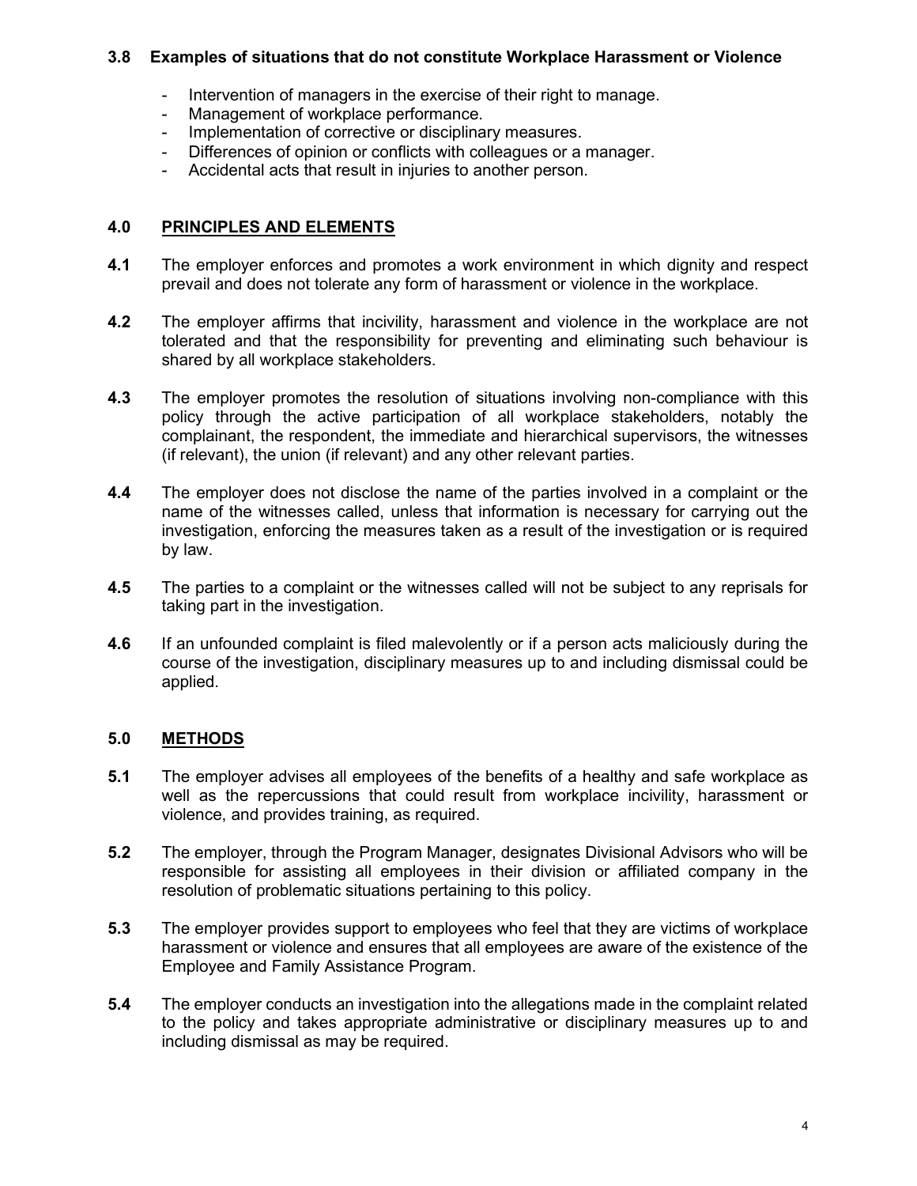### 3.8 Examples of situations that do not constitute Workplace Harassment or Violence

- Intervention of managers in the exercise of their right to manage.
- Management of workplace performance.
- Implementation of corrective or disciplinary measures.
- Differences of opinion or conflicts with colleagues or a manager.
- Accidental acts that result in injuries to another person.

## 4.0 PRINCIPLES AND ELEMENTS

**4.1** The employer enforces and promotes a work environment in which dignity and respect prevail and does not tolerate any form of harassment or violence in the workplace.

**4.2** The employer affirms that incivility, harassment and violence in the workplace are not tolerated and that the responsibility for preventing and eliminating such behaviour is shared by all workplace stakeholders.

**4.3** The employer promotes the resolution of situations involving non-compliance with this policy through the active participation of all workplace stakeholders, notably the complainant, the respondent, the immediate and hierarchical supervisors, the witnesses (if relevant), the union (if relevant) and any other relevant parties.

**4.4** The employer does not disclose the name of the parties involved in a complaint or the name of the witnesses called, unless that information is necessary for carrying out the investigation, enforcing the measures taken as a result of the investigation or is required by law.

**4.5** The parties to a complaint or the witnesses called will not be subject to any reprisals for taking part in the investigation.

**4.6** If an unfounded complaint is filed malevolently or if a person acts maliciously during the course of the investigation, disciplinary measures up to and including dismissal could be applied.

## 5.0 METHODS

**5.1** The employer advises all employees of the benefits of a healthy and safe workplace as well as the repercussions that could result from workplace incivility, harassment or violence, and provides training, as required.

**5.2** The employer, through the Program Manager, designates Divisional Advisors who will be responsible for assisting all employees in their division or affiliated company in the resolution of problematic situations pertaining to this policy.

**5.3** The employer provides support to employees who feel that they are victims of workplace harassment or violence and ensures that all employees are aware of the existence of the Employee and Family Assistance Program.

**5.4** The employer conducts an investigation into the allegations made in the complaint related to the policy and takes appropriate administrative or disciplinary measures up to and including dismissal as may be required.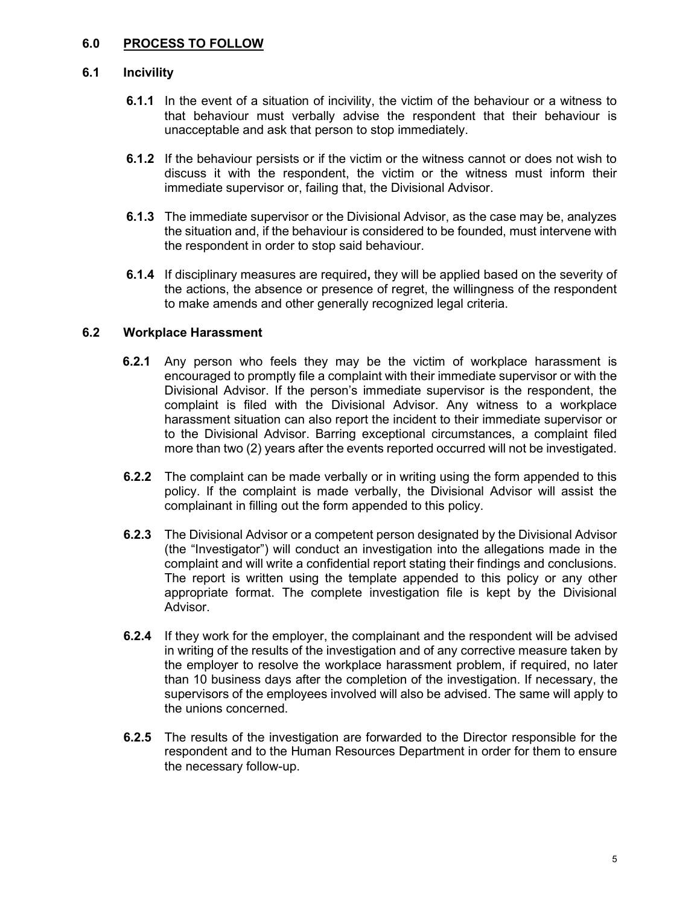## 6.0 PROCESS TO FOLLOW

### 6.1 Incivility

**6.1.1** In the event of a situation of incivility, the victim of the behaviour or a witness to that behaviour must verbally advise the respondent that their behaviour is unacceptable and ask that person to stop immediately.

**6.1.2** If the behaviour persists or if the victim or the witness cannot or does not wish to discuss it with the respondent, the victim or the witness must inform their immediate supervisor or, failing that, the Divisional Advisor.

**6.1.3** The immediate supervisor or the Divisional Advisor, as the case may be, analyzes the situation and, if the behaviour is considered to be founded, must intervene with the respondent in order to stop said behaviour.

**6.1.4** If disciplinary measures are required**,** they will be applied based on the severity of the actions, the absence or presence of regret, the willingness of the respondent to make amends and other generally recognized legal criteria.

### 6.2 Workplace Harassment

**6.2.1** Any person who feels they may be the victim of workplace harassment is encouraged to promptly file a complaint with their immediate supervisor or with the Divisional Advisor. If the person's immediate supervisor is the respondent, the complaint is filed with the Divisional Advisor. Any witness to a workplace harassment situation can also report the incident to their immediate supervisor or to the Divisional Advisor. Barring exceptional circumstances, a complaint filed more than two (2) years after the events reported occurred will not be investigated.

**6.2.2** The complaint can be made verbally or in writing using the form appended to this policy. If the complaint is made verbally, the Divisional Advisor will assist the complainant in filling out the form appended to this policy.

**6.2.3** The Divisional Advisor or a competent person designated by the Divisional Advisor (the "Investigator") will conduct an investigation into the allegations made in the complaint and will write a confidential report stating their findings and conclusions. The report is written using the template appended to this policy or any other appropriate format. The complete investigation file is kept by the Divisional Advisor.

**6.2.4** If they work for the employer, the complainant and the respondent will be advised in writing of the results of the investigation and of any corrective measure taken by the employer to resolve the workplace harassment problem, if required, no later than 10 business days after the completion of the investigation. If necessary, the supervisors of the employees involved will also be advised. The same will apply to the unions concerned.

**6.2.5** The results of the investigation are forwarded to the Director responsible for the respondent and to the Human Resources Department in order for them to ensure the necessary follow-up.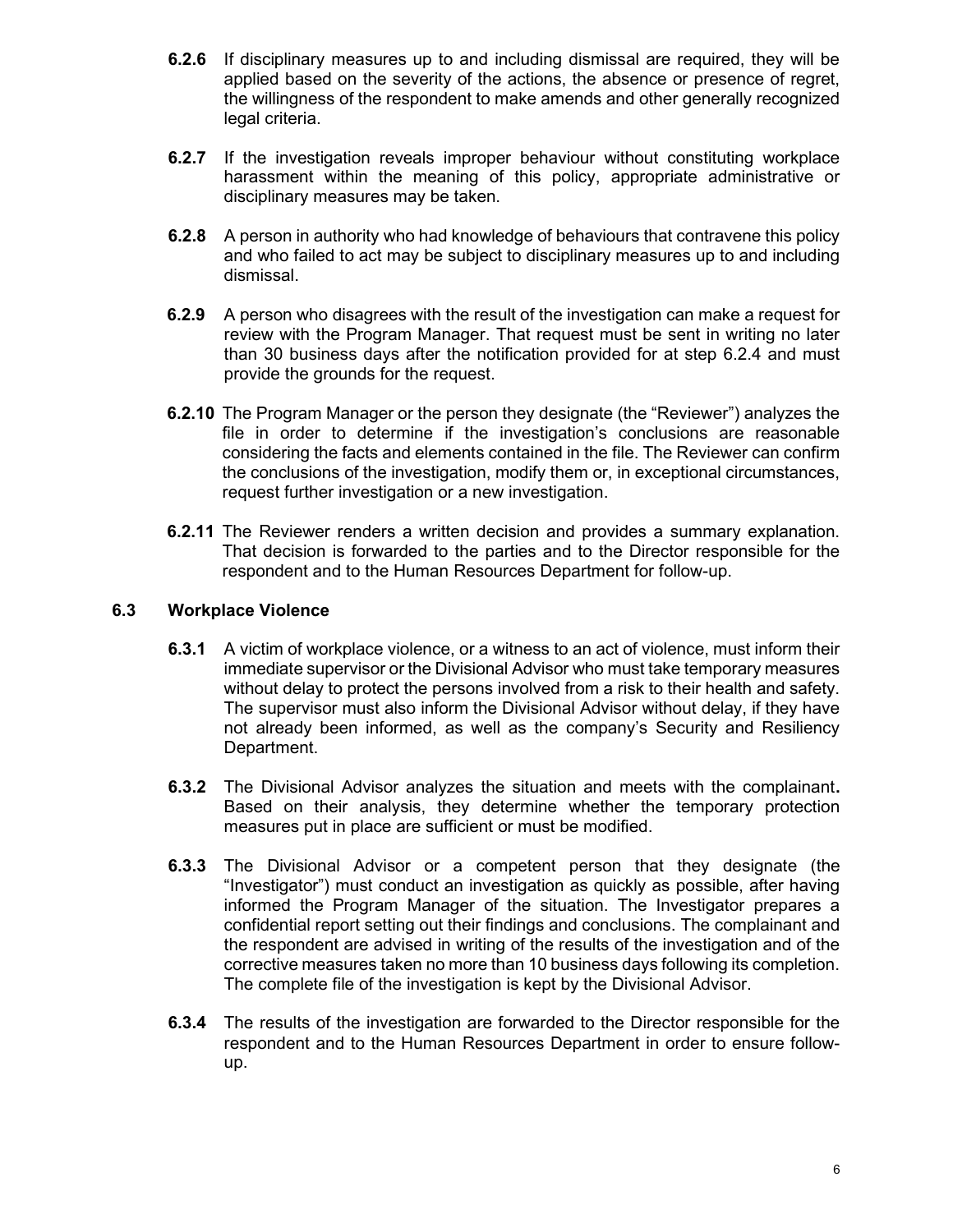**6.2.6** If disciplinary measures up to and including dismissal are required, they will be applied based on the severity of the actions, the absence or presence of regret, the willingness of the respondent to make amends and other generally recognized legal criteria.

**6.2.7** If the investigation reveals improper behaviour without constituting workplace harassment within the meaning of this policy, appropriate administrative or disciplinary measures may be taken.

**6.2.8** A person in authority who had knowledge of behaviours that contravene this policy and who failed to act may be subject to disciplinary measures up to and including dismissal.

**6.2.9** A person who disagrees with the result of the investigation can make a request for review with the Program Manager. That request must be sent in writing no later than 30 business days after the notification provided for at step 6.2.4 and must provide the grounds for the request.

**6.2.10** The Program Manager or the person they designate (the "Reviewer") analyzes the file in order to determine if the investigation's conclusions are reasonable considering the facts and elements contained in the file. The Reviewer can confirm the conclusions of the investigation, modify them or, in exceptional circumstances, request further investigation or a new investigation.

**6.2.11** The Reviewer renders a written decision and provides a summary explanation. That decision is forwarded to the parties and to the Director responsible for the respondent and to the Human Resources Department for follow-up.

### 6.3 Workplace Violence

**6.3.1** A victim of workplace violence, or a witness to an act of violence, must inform their immediate supervisor or the Divisional Advisor who must take temporary measures without delay to protect the persons involved from a risk to their health and safety. The supervisor must also inform the Divisional Advisor without delay, if they have not already been informed, as well as the company's Security and Resiliency Department.

**6.3.2** The Divisional Advisor analyzes the situation and meets with the complainant**.** Based on their analysis, they determine whether the temporary protection measures put in place are sufficient or must be modified.

**6.3.3** The Divisional Advisor or a competent person that they designate (the "Investigator") must conduct an investigation as quickly as possible, after having informed the Program Manager of the situation. The Investigator prepares a confidential report setting out their findings and conclusions. The complainant and the respondent are advised in writing of the results of the investigation and of the corrective measures taken no more than 10 business days following its completion. The complete file of the investigation is kept by the Divisional Advisor.

**6.3.4** The results of the investigation are forwarded to the Director responsible for the respondent and to the Human Resources Department in order to ensure follow-up.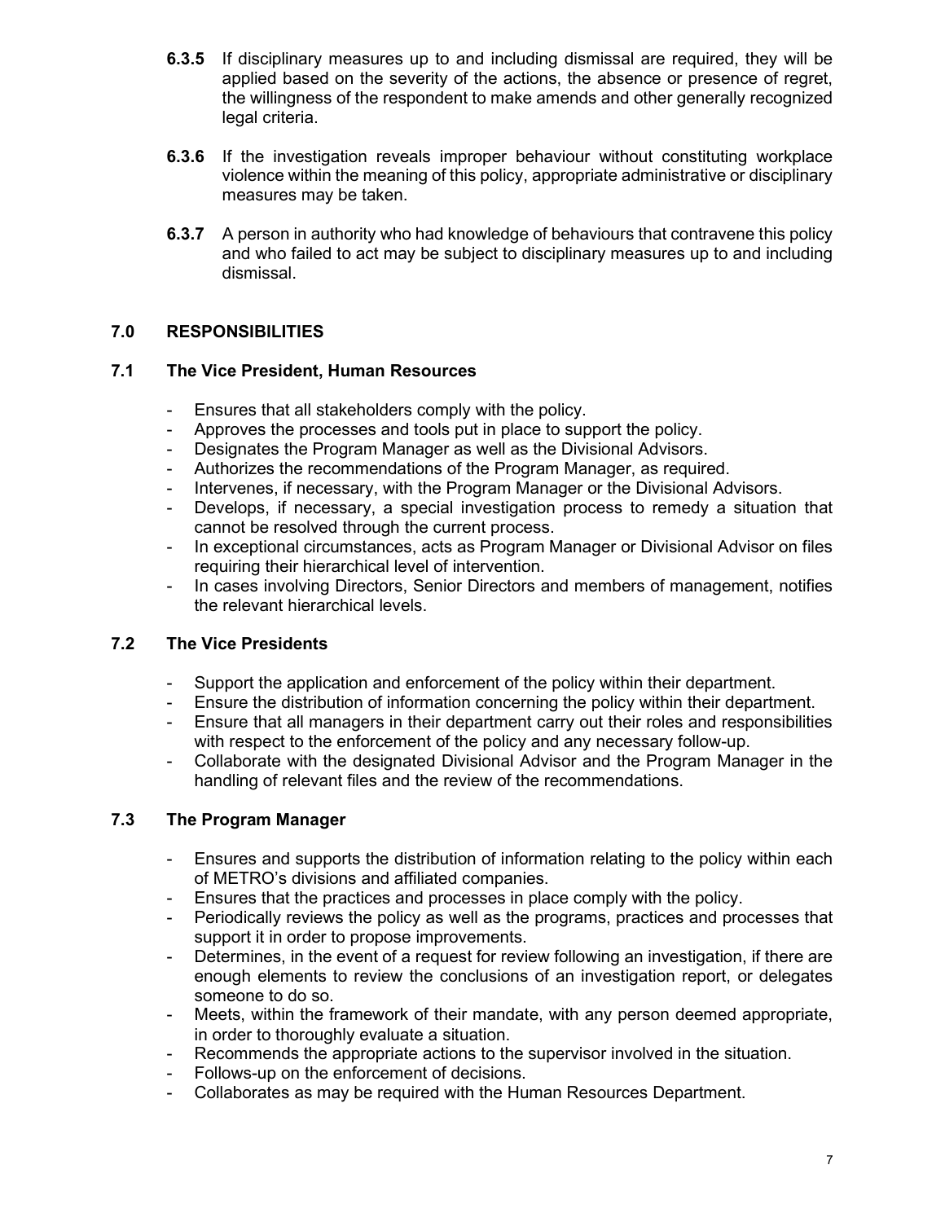**6.3.5** If disciplinary measures up to and including dismissal are required, they will be applied based on the severity of the actions, the absence or presence of regret, the willingness of the respondent to make amends and other generally recognized legal criteria.

**6.3.6** If the investigation reveals improper behaviour without constituting workplace violence within the meaning of this policy, appropriate administrative or disciplinary measures may be taken.

**6.3.7** A person in authority who had knowledge of behaviours that contravene this policy and who failed to act may be subject to disciplinary measures up to and including dismissal.

## 7.0 RESPONSIBILITIES

### 7.1 The Vice President, Human Resources

- Ensures that all stakeholders comply with the policy.
- Approves the processes and tools put in place to support the policy.
- Designates the Program Manager as well as the Divisional Advisors.
- Authorizes the recommendations of the Program Manager, as required.
- Intervenes, if necessary, with the Program Manager or the Divisional Advisors.
- Develops, if necessary, a special investigation process to remedy a situation that cannot be resolved through the current process.
- In exceptional circumstances, acts as Program Manager or Divisional Advisor on files requiring their hierarchical level of intervention.
- In cases involving Directors, Senior Directors and members of management, notifies the relevant hierarchical levels.

### 7.2 The Vice Presidents

- Support the application and enforcement of the policy within their department.
- Ensure the distribution of information concerning the policy within their department.
- Ensure that all managers in their department carry out their roles and responsibilities with respect to the enforcement of the policy and any necessary follow-up.
- Collaborate with the designated Divisional Advisor and the Program Manager in the handling of relevant files and the review of the recommendations.

### 7.3 The Program Manager

- Ensures and supports the distribution of information relating to the policy within each of METRO's divisions and affiliated companies.
- Ensures that the practices and processes in place comply with the policy.
- Periodically reviews the policy as well as the programs, practices and processes that support it in order to propose improvements.
- Determines, in the event of a request for review following an investigation, if there are enough elements to review the conclusions of an investigation report, or delegates someone to do so.
- Meets, within the framework of their mandate, with any person deemed appropriate, in order to thoroughly evaluate a situation.
- Recommends the appropriate actions to the supervisor involved in the situation.
- Follows-up on the enforcement of decisions.
- Collaborates as may be required with the Human Resources Department.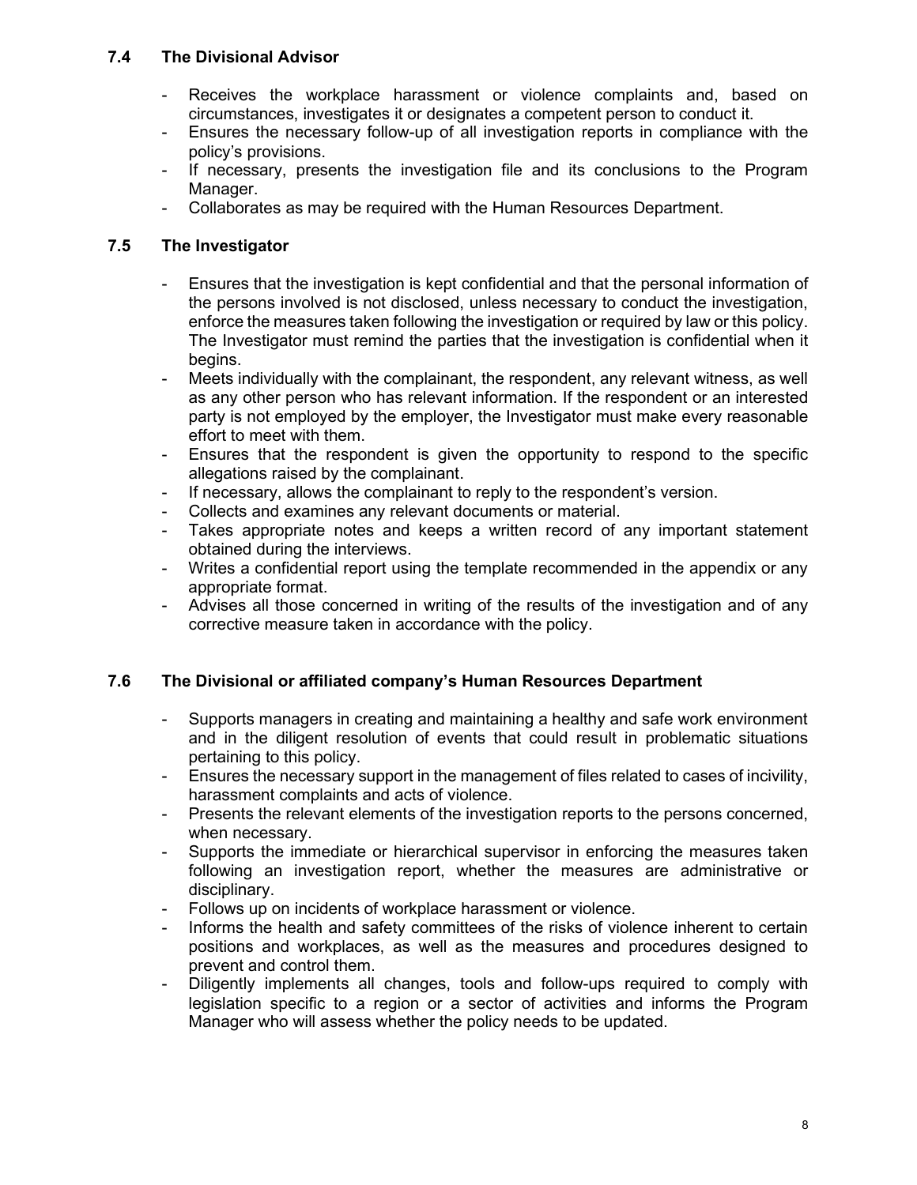### 7.4 The Divisional Advisor

- Receives the workplace harassment or violence complaints and, based on circumstances, investigates it or designates a competent person to conduct it.
- Ensures the necessary follow-up of all investigation reports in compliance with the policy's provisions.
- If necessary, presents the investigation file and its conclusions to the Program Manager.
- Collaborates as may be required with the Human Resources Department.

### 7.5 The Investigator

- Ensures that the investigation is kept confidential and that the personal information of the persons involved is not disclosed, unless necessary to conduct the investigation, enforce the measures taken following the investigation or required by law or this policy. The Investigator must remind the parties that the investigation is confidential when it begins.
- Meets individually with the complainant, the respondent, any relevant witness, as well as any other person who has relevant information. If the respondent or an interested party is not employed by the employer, the Investigator must make every reasonable effort to meet with them.
- Ensures that the respondent is given the opportunity to respond to the specific allegations raised by the complainant.
- If necessary, allows the complainant to reply to the respondent's version.
- Collects and examines any relevant documents or material.
- Takes appropriate notes and keeps a written record of any important statement obtained during the interviews.
- Writes a confidential report using the template recommended in the appendix or any appropriate format.
- Advises all those concerned in writing of the results of the investigation and of any corrective measure taken in accordance with the policy.

### 7.6 The Divisional or affiliated company's Human Resources Department

- Supports managers in creating and maintaining a healthy and safe work environment and in the diligent resolution of events that could result in problematic situations pertaining to this policy.
- Ensures the necessary support in the management of files related to cases of incivility, harassment complaints and acts of violence.
- Presents the relevant elements of the investigation reports to the persons concerned, when necessary.
- Supports the immediate or hierarchical supervisor in enforcing the measures taken following an investigation report, whether the measures are administrative or disciplinary.
- Follows up on incidents of workplace harassment or violence.
- Informs the health and safety committees of the risks of violence inherent to certain positions and workplaces, as well as the measures and procedures designed to prevent and control them.
- Diligently implements all changes, tools and follow-ups required to comply with legislation specific to a region or a sector of activities and informs the Program Manager who will assess whether the policy needs to be updated.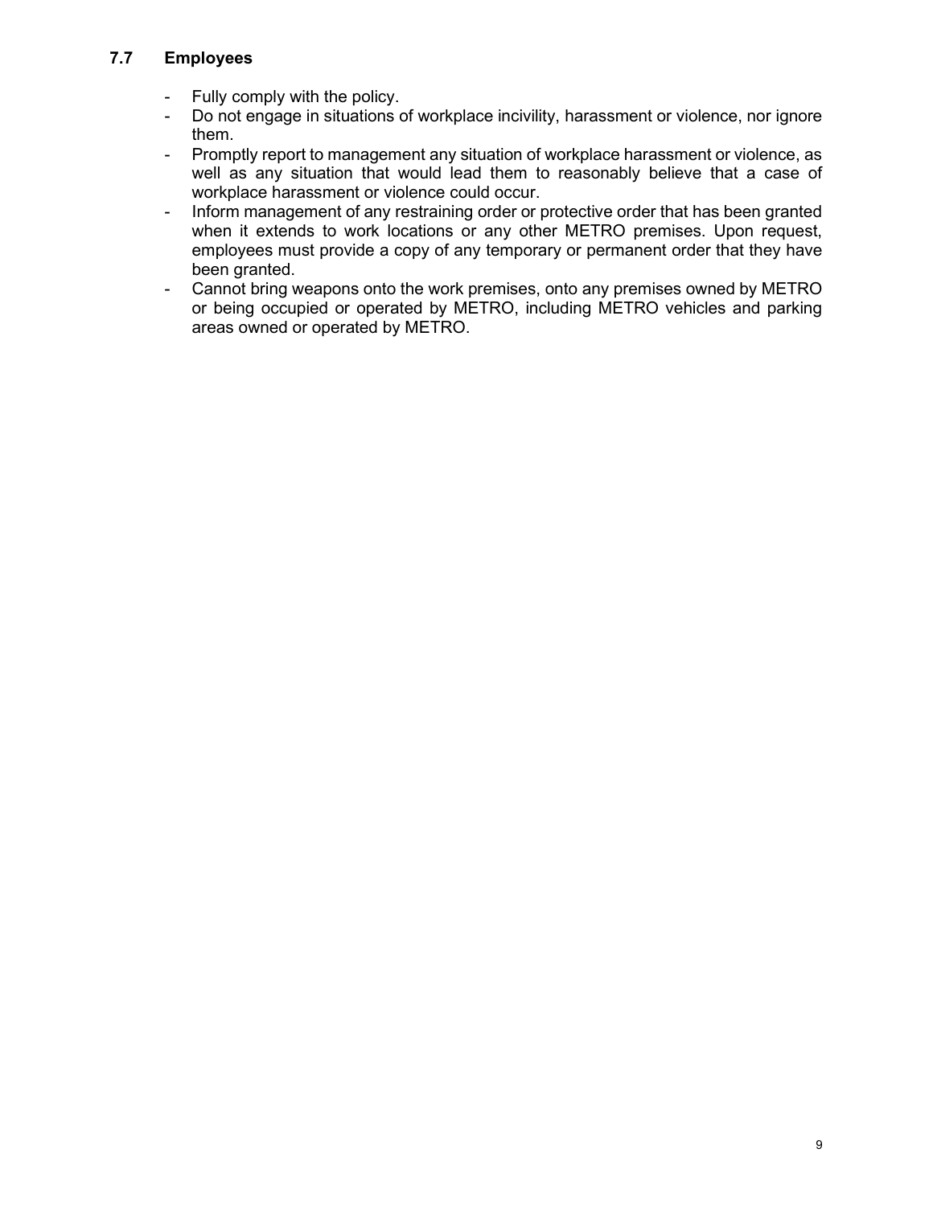### 7.7 Employees

- Fully comply with the policy.
- Do not engage in situations of workplace incivility, harassment or violence, nor ignore them.
- Promptly report to management any situation of workplace harassment or violence, as well as any situation that would lead them to reasonably believe that a case of workplace harassment or violence could occur.
- Inform management of any restraining order or protective order that has been granted when it extends to work locations or any other METRO premises. Upon request, employees must provide a copy of any temporary or permanent order that they have been granted.
- Cannot bring weapons onto the work premises, onto any premises owned by METRO or being occupied or operated by METRO, including METRO vehicles and parking areas owned or operated by METRO.